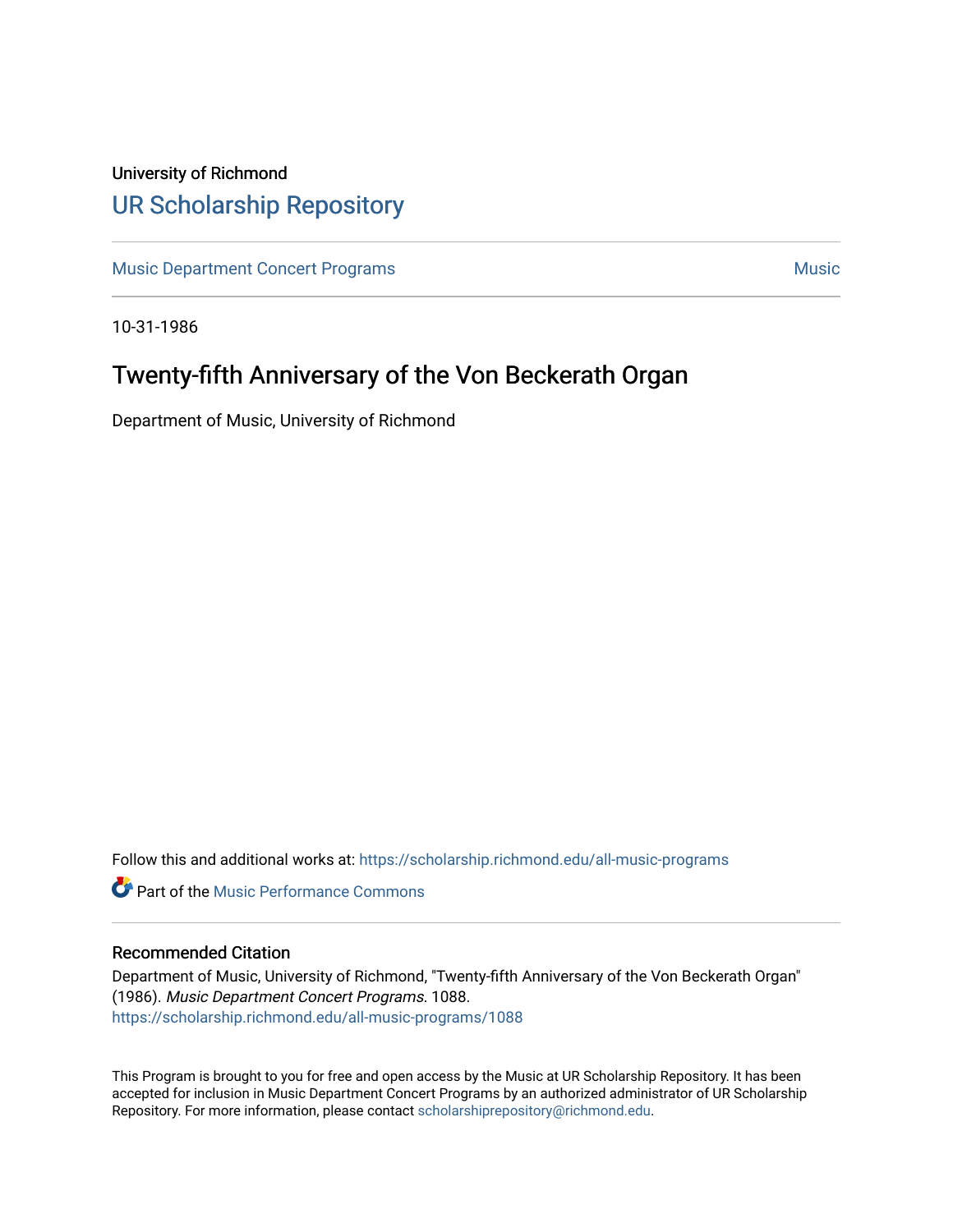University of Richmond

# UR Scholarship Repository

Music Department Concert Programs

Music

10-31-1986

## Twenty-fifth Anniversary of the Von Beckerath Organ

Department of Music, University of Richmond

Follow this and additional works at: https://scholarship.richmond.edu/all-music-programs

Part of the Music Performance Commons

### Recommended Citation

Department of Music, University of Richmond, "Twenty-fifth Anniversary of the Von Beckerath Organ" (1986). *Music Department Concert Programs*. 1088.
https://scholarship.richmond.edu/all-music-programs/1088

This Program is brought to you for free and open access by the Music at UR Scholarship Repository. It has been accepted for inclusion in Music Department Concert Programs by an authorized administrator of UR Scholarship Repository. For more information, please contact scholarshiprepository@richmond.edu.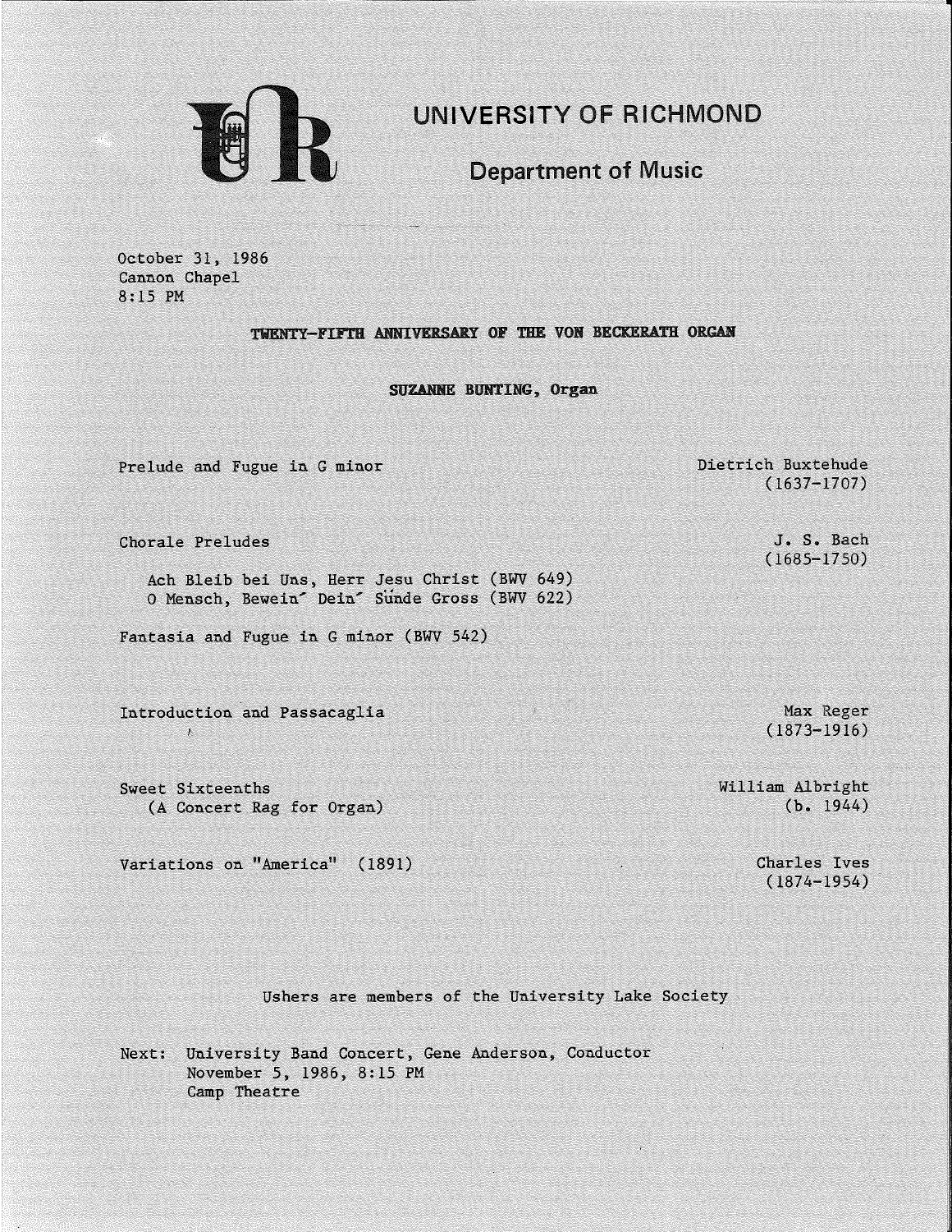# UNIVERSITY OF RICHMOND

## Department of Music

October 31, 1986
Cannon Chapel
8:15 PM

**TWENTY-FIFTH ANNIVERSARY OF THE VON BECKERATH ORGAN**

**SUZANNE BUNTING, Organ**

Prelude and Fugue in G minor — Dietrich Buxtehude (1637-1707)

Chorale Preludes — J. S. Bach (1685-1750)

Ach Bleib bei Uns, Herr Jesu Christ (BWV 649)
O Mensch, Bewein' Dein' Sünde Gross (BWV 622)

Fantasia and Fugue in G minor (BWV 542)

Introduction and Passacaglia — Max Reger (1873-1916)

Sweet Sixteenths
(A Concert Rag for Organ) — William Albright (b. 1944)

Variations on "America" (1891) — Charles Ives (1874-1954)

Ushers are members of the University Lake Society

Next: University Band Concert, Gene Anderson, Conductor
November 5, 1986, 8:15 PM
Camp Theatre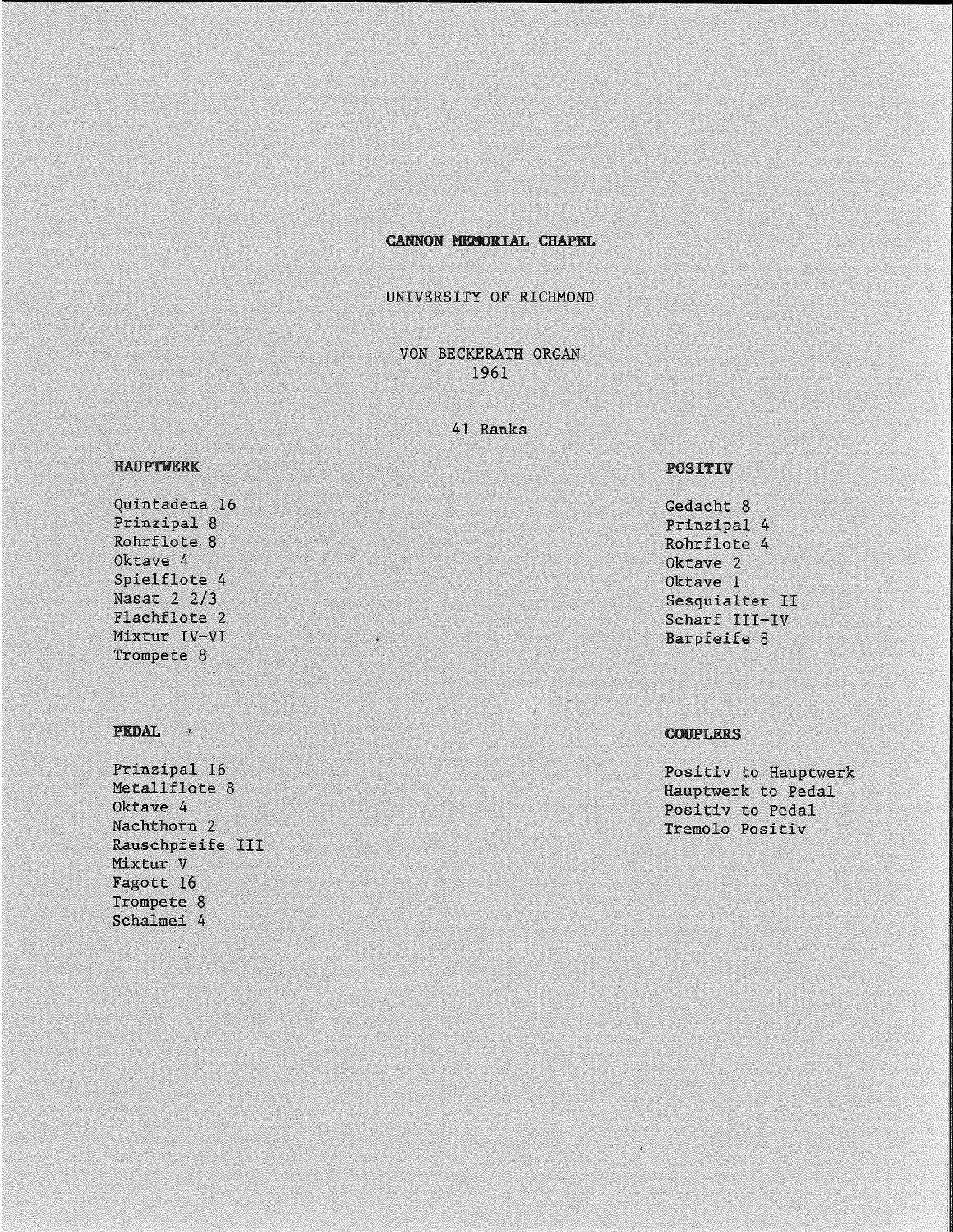# CANNON MEMORIAL CHAPEL

UNIVERSITY OF RICHMOND

VON BECKERATH ORGAN
1961

41 Ranks

## HAUPTWERK

Quintadena 16
Prinzipal 8
Rohrflote 8
Oktave 4
Spielflote 4
Nasat 2 2/3
Flachflote 2
Mixtur IV-VI
Trompete 8

## POSITIV

Gedacht 8
Prinzipal 4
Rohrflote 4
Oktave 2
Oktave 1
Sesquialter II
Scharf III-IV
Barpfeife 8

## PEDAL

Prinzipal 16
Metallflote 8
Oktave 4
Nachthorn 2
Rauschpfeife III
Mixtur V
Fagott 16
Trompete 8
Schalmei 4

## COUPLERS

Positiv to Hauptwerk
Hauptwerk to Pedal
Positiv to Pedal
Tremolo Positiv